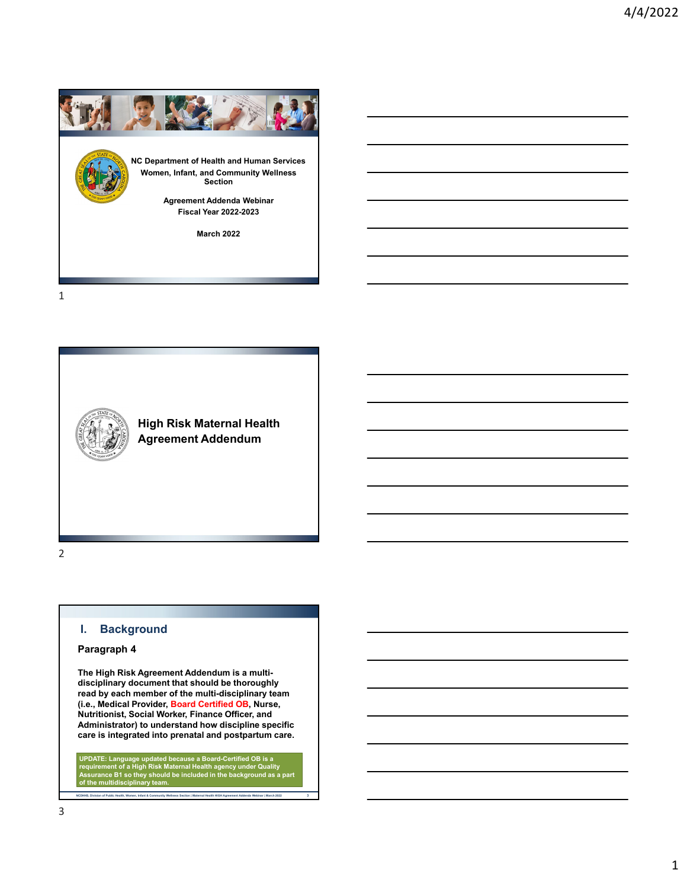NC Department of Health and Human Services

Women, Infant, and Community Wellness Section

Agreement Addenda Webinar

Fiscal Year 2022-2023

March 2022

## High Risk Maternal Health Agreement Addendum

## I. Background

### Paragraph 4

**The High Risk Agreement Addendum is a multi-disciplinary document that should be thoroughly read by each member of the multi-disciplinary team (i.e., Medical Provider, Board Certified OB, Nurse, Nutritionist, Social Worker, Finance Officer, and Administrator) to understand how discipline specific care is integrated into prenatal and postpartum care.**

**UPDATE: Language updated because a Board-Certified OB is a requirement of a High Risk Maternal Health agency under Quality Assurance B1 so they should be included in the background as a part of the multidisciplinary team.**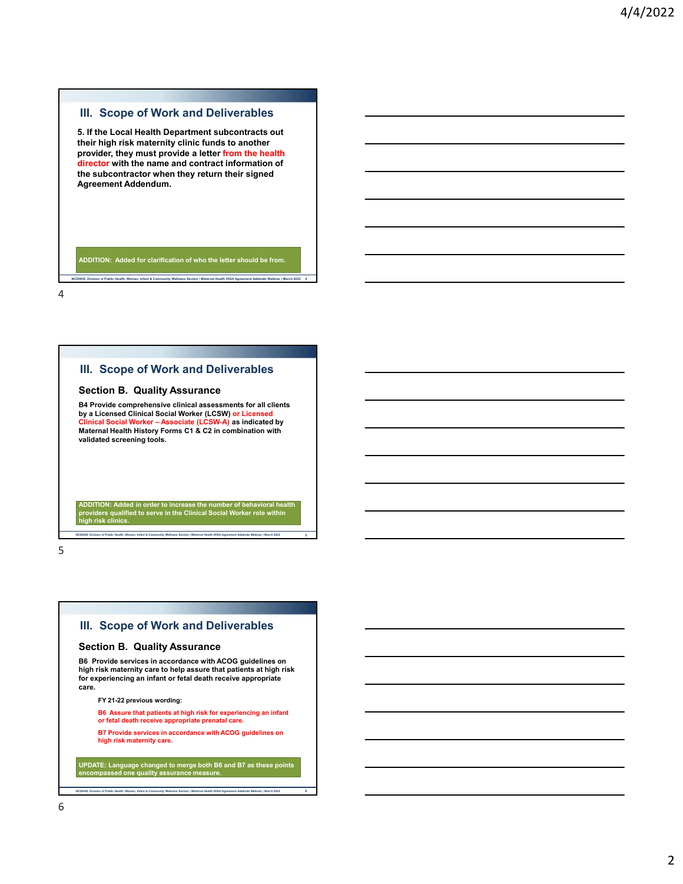## III. Scope of Work and Deliverables

**5. If the Local Health Department subcontracts out their high risk maternity clinic funds to another provider, they must provide a letter from the health director with the name and contract information of the subcontractor when they return their signed Agreement Addendum.**

**ADDITION: Added for clarification of who the letter should be from.**

## III. Scope of Work and Deliverables

### Section B. Quality Assurance

**B4 Provide comprehensive clinical assessments for all clients by a Licensed Clinical Social Worker (LCSW) or Licensed Clinical Social Worker – Associate (LCSW-A) as indicated by Maternal Health History Forms C1 & C2 in combination with validated screening tools.**

**ADDITION: Added in order to increase the number of behavioral health providers qualified to serve in the Clinical Social Worker role within high risk clinics.**

## III. Scope of Work and Deliverables

### Section B. Quality Assurance

**B6 Provide services in accordance with ACOG guidelines on high risk maternity care to help assure that patients at high risk for experiencing an infant or fetal death receive appropriate care.**

**FY 21-22 previous wording:**

**B6 Assure that patients at high risk for experiencing an infant or fetal death receive appropriate prenatal care.**

**B7 Provide services in accordance with ACOG guidelines on high risk maternity care.**

**UPDATE: Language changed to merge both B6 and B7 as these points encompassed one quality assurance measure.**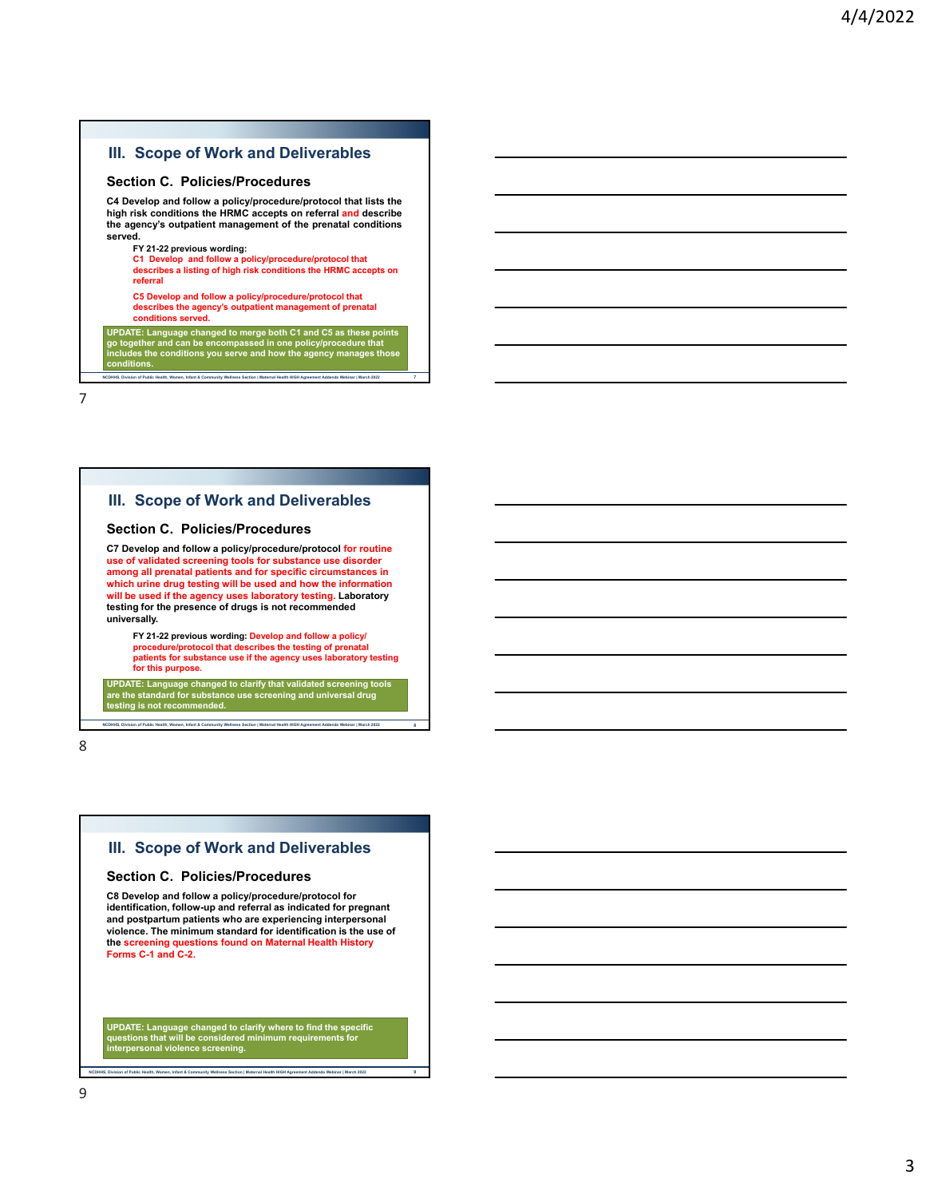## III. Scope of Work and Deliverables

### Section C. Policies/Procedures

**C4 Develop and follow a policy/procedure/protocol that lists the high risk conditions the HRMC accepts on referral and describe the agency's outpatient management of the prenatal conditions served.**

**FY 21-22 previous wording:**

**C1 Develop and follow a policy/procedure/protocol that describes a listing of high risk conditions the HRMC accepts on referral**

**C5 Develop and follow a policy/procedure/protocol that describes the agency's outpatient management of prenatal conditions served.**

**UPDATE: Language changed to merge both C1 and C5 as these points go together and can be encompassed in one policy/procedure that includes the conditions you serve and how the agency manages those conditions.**

7

## III. Scope of Work and Deliverables

### Section C. Policies/Procedures

**C7 Develop and follow a policy/procedure/protocol for routine use of validated screening tools for substance use disorder among all prenatal patients and for specific circumstances in which urine drug testing will be used and how the information will be used if the agency uses laboratory testing. Laboratory testing for the presence of drugs is not recommended universally.**

**FY 21-22 previous wording: Develop and follow a policy/ procedure/protocol that describes the testing of prenatal patients for substance use if the agency uses laboratory testing for this purpose.**

**UPDATE: Language changed to clarify that validated screening tools are the standard for substance use screening and universal drug testing is not recommended.**

8

## III. Scope of Work and Deliverables

### Section C. Policies/Procedures

**C8 Develop and follow a policy/procedure/protocol for identification, follow-up and referral as indicated for pregnant and postpartum patients who are experiencing interpersonal violence. The minimum standard for identification is the use of the screening questions found on Maternal Health History Forms C-1 and C-2.**

**UPDATE: Language changed to clarify where to find the specific questions that will be considered minimum requirements for interpersonal violence screening.**

9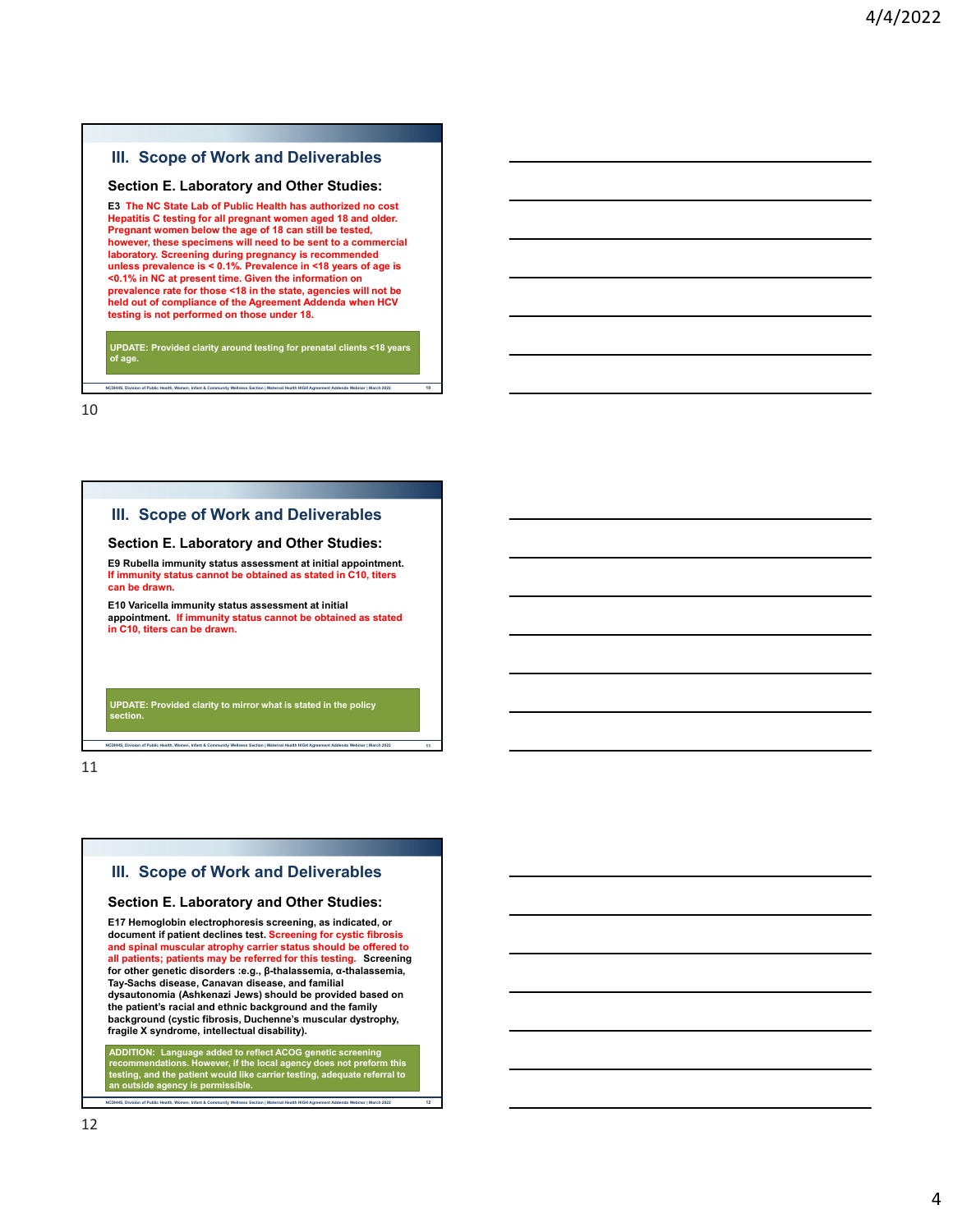## III. Scope of Work and Deliverables

### Section E. Laboratory and Other Studies:

**E3 The NC State Lab of Public Health has authorized no cost Hepatitis C testing for all pregnant women aged 18 and older. Pregnant women below the age of 18 can still be tested, however, these specimens will need to be sent to a commercial laboratory. Screening during pregnancy is recommended unless prevalence is < 0.1%. Prevalence in <18 years of age is <0.1% in NC at present time. Given the information on prevalence rate for those <18 in the state, agencies will not be held out of compliance of the Agreement Addenda when HCV testing is not performed on those under 18.**

**UPDATE: Provided clarity around testing for prenatal clients <18 years of age.**

## III. Scope of Work and Deliverables

### Section E. Laboratory and Other Studies:

**E9 Rubella immunity status assessment at initial appointment. If immunity status cannot be obtained as stated in C10, titers can be drawn.**

**E10 Varicella immunity status assessment at initial appointment. If immunity status cannot be obtained as stated in C10, titers can be drawn.**

**UPDATE: Provided clarity to mirror what is stated in the policy section.**

## III. Scope of Work and Deliverables

### Section E. Laboratory and Other Studies:

**E17 Hemoglobin electrophoresis screening, as indicated, or document if patient declines test. Screening for cystic fibrosis and spinal muscular atrophy carrier status should be offered to all patients; patients may be referred for this testing. Screening for other genetic disorders :e.g., β-thalassemia, α-thalassemia, Tay-Sachs disease, Canavan disease, and familial dysautonomia (Ashkenazi Jews) should be provided based on the patient's racial and ethnic background and the family background (cystic fibrosis, Duchenne's muscular dystrophy, fragile X syndrome, intellectual disability).**

**ADDITION: Language added to reflect ACOG genetic screening recommendations. However, if the local agency does not preform this testing, and the patient would like carrier testing, adequate referral to an outside agency is permissible.**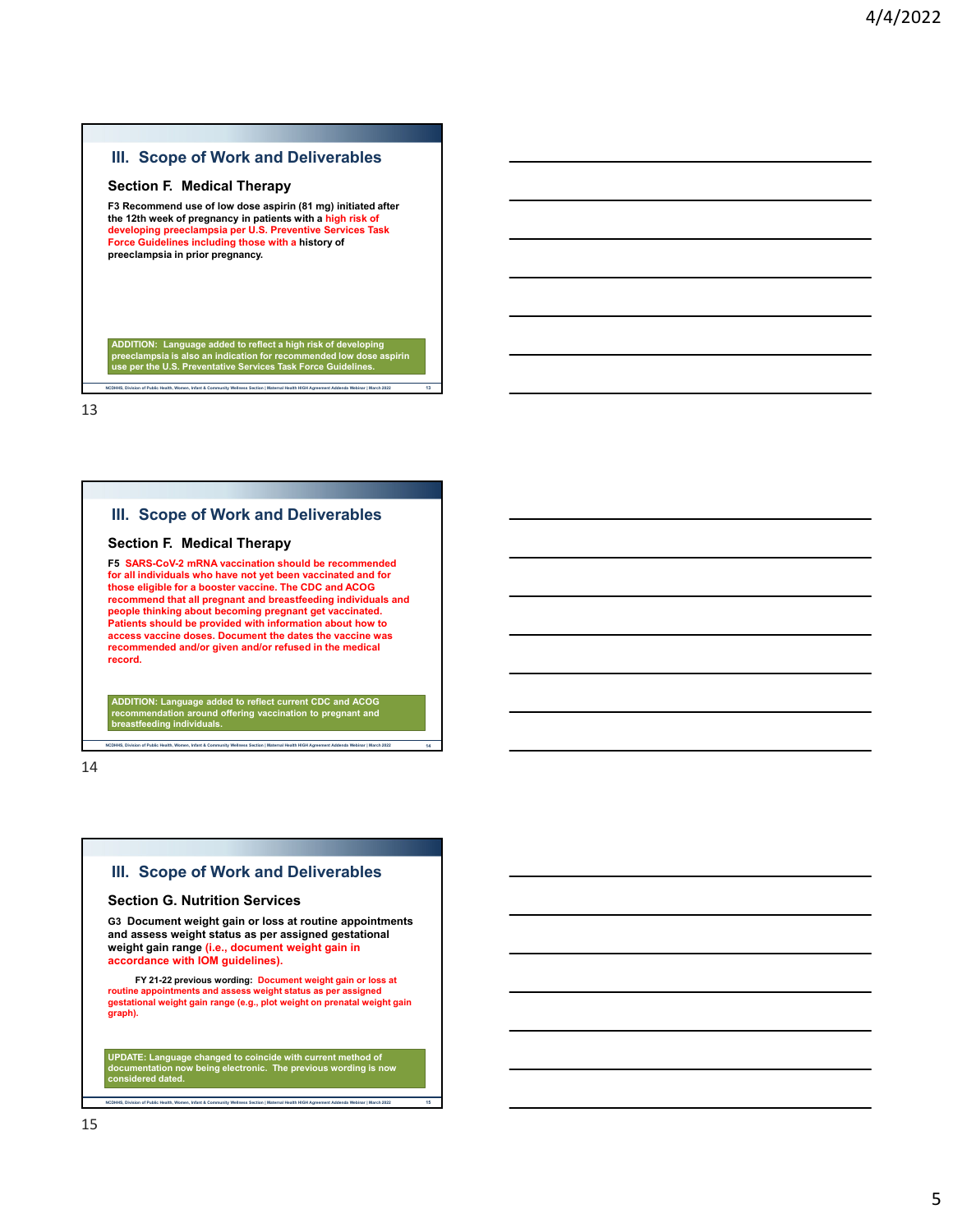## III. Scope of Work and Deliverables

### Section F. Medical Therapy

**F3 Recommend use of low dose aspirin (81 mg) initiated after the 12th week of pregnancy in patients with a high risk of developing preeclampsia per U.S. Preventive Services Task Force Guidelines including those with a history of preeclampsia in prior pregnancy.**

**ADDITION: Language added to reflect a high risk of developing preeclampsia is also an indication for recommended low dose aspirin use per the U.S. Preventative Services Task Force Guidelines.**

## III. Scope of Work and Deliverables

### Section F. Medical Therapy

**F5 SARS-CoV-2 mRNA vaccination should be recommended for all individuals who have not yet been vaccinated and for those eligible for a booster vaccine. The CDC and ACOG recommend that all pregnant and breastfeeding individuals and people thinking about becoming pregnant get vaccinated. Patients should be provided with information about how to access vaccine doses. Document the dates the vaccine was recommended and/or given and/or refused in the medical record.**

**ADDITION: Language added to reflect current CDC and ACOG recommendation around offering vaccination to pregnant and breastfeeding individuals.**

## III. Scope of Work and Deliverables

### Section G. Nutrition Services

**G3 Document weight gain or loss at routine appointments and assess weight status as per assigned gestational weight gain range (i.e., document weight gain in accordance with IOM guidelines).**

**FY 21-22 previous wording: Document weight gain or loss at routine appointments and assess weight status as per assigned gestational weight gain range (e.g., plot weight on prenatal weight gain graph).**

**UPDATE: Language changed to coincide with current method of documentation now being electronic. The previous wording is now considered dated.**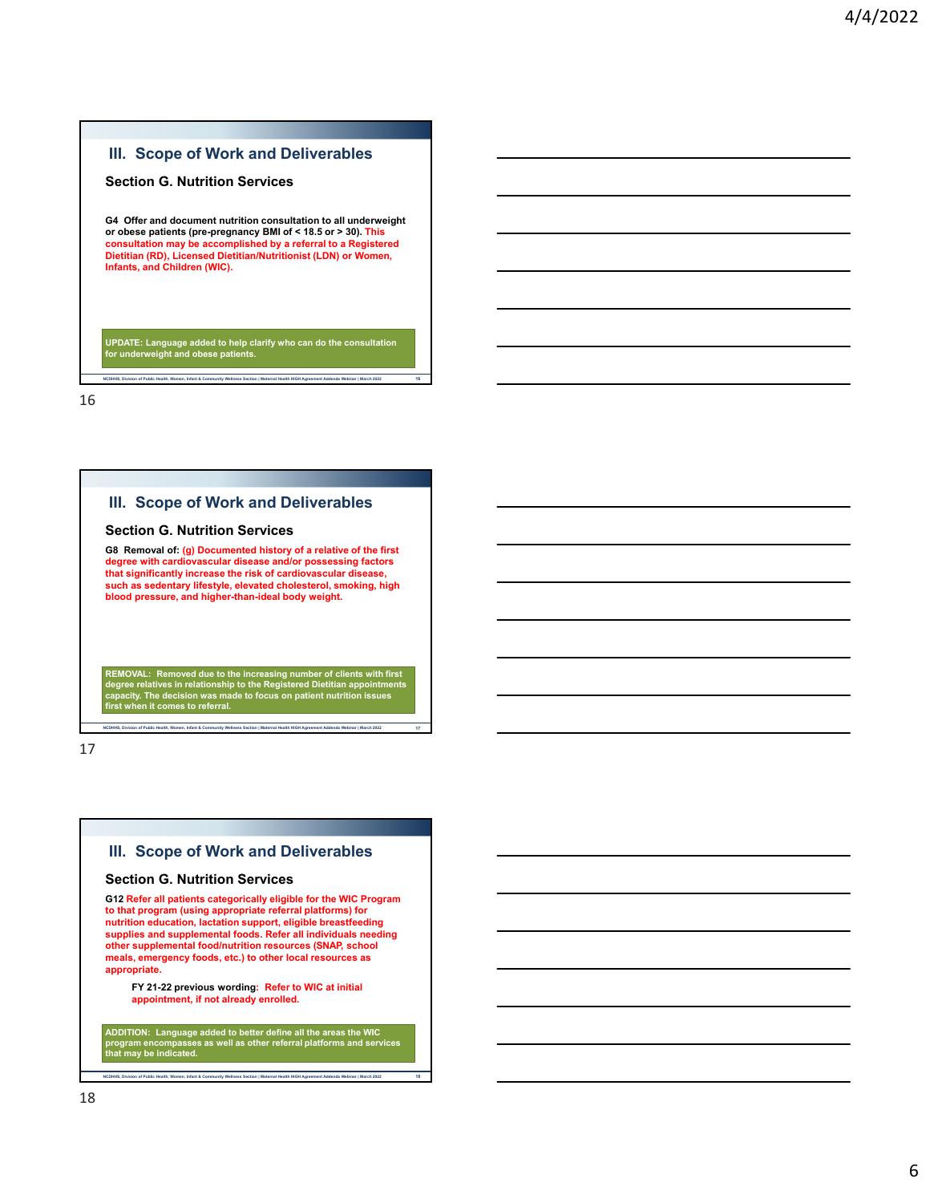## III. Scope of Work and Deliverables

### Section G. Nutrition Services

**G4 Offer and document nutrition consultation to all underweight or obese patients (pre-pregnancy BMI of < 18.5 or > 30). This consultation may be accomplished by a referral to a Registered Dietitian (RD), Licensed Dietitian/Nutritionist (LDN) or Women, Infants, and Children (WIC).**

**UPDATE: Language added to help clarify who can do the consultation for underweight and obese patients.**

## III. Scope of Work and Deliverables

### Section G. Nutrition Services

**G8 Removal of: (g) Documented history of a relative of the first degree with cardiovascular disease and/or possessing factors that significantly increase the risk of cardiovascular disease, such as sedentary lifestyle, elevated cholesterol, smoking, high blood pressure, and higher-than-ideal body weight.**

**REMOVAL: Removed due to the increasing number of clients with first degree relatives in relationship to the Registered Dietitian appointments capacity. The decision was made to focus on patient nutrition issues first when it comes to referral.**

## III. Scope of Work and Deliverables

### Section G. Nutrition Services

**G12 Refer all patients categorically eligible for the WIC Program to that program (using appropriate referral platforms) for nutrition education, lactation support, eligible breastfeeding supplies and supplemental foods. Refer all individuals needing other supplemental food/nutrition resources (SNAP, school meals, emergency foods, etc.) to other local resources as appropriate.**

> **FY 21-22 previous wording: Refer to WIC at initial appointment, if not already enrolled.**

**ADDITION: Language added to better define all the areas the WIC program encompasses as well as other referral platforms and services that may be indicated.**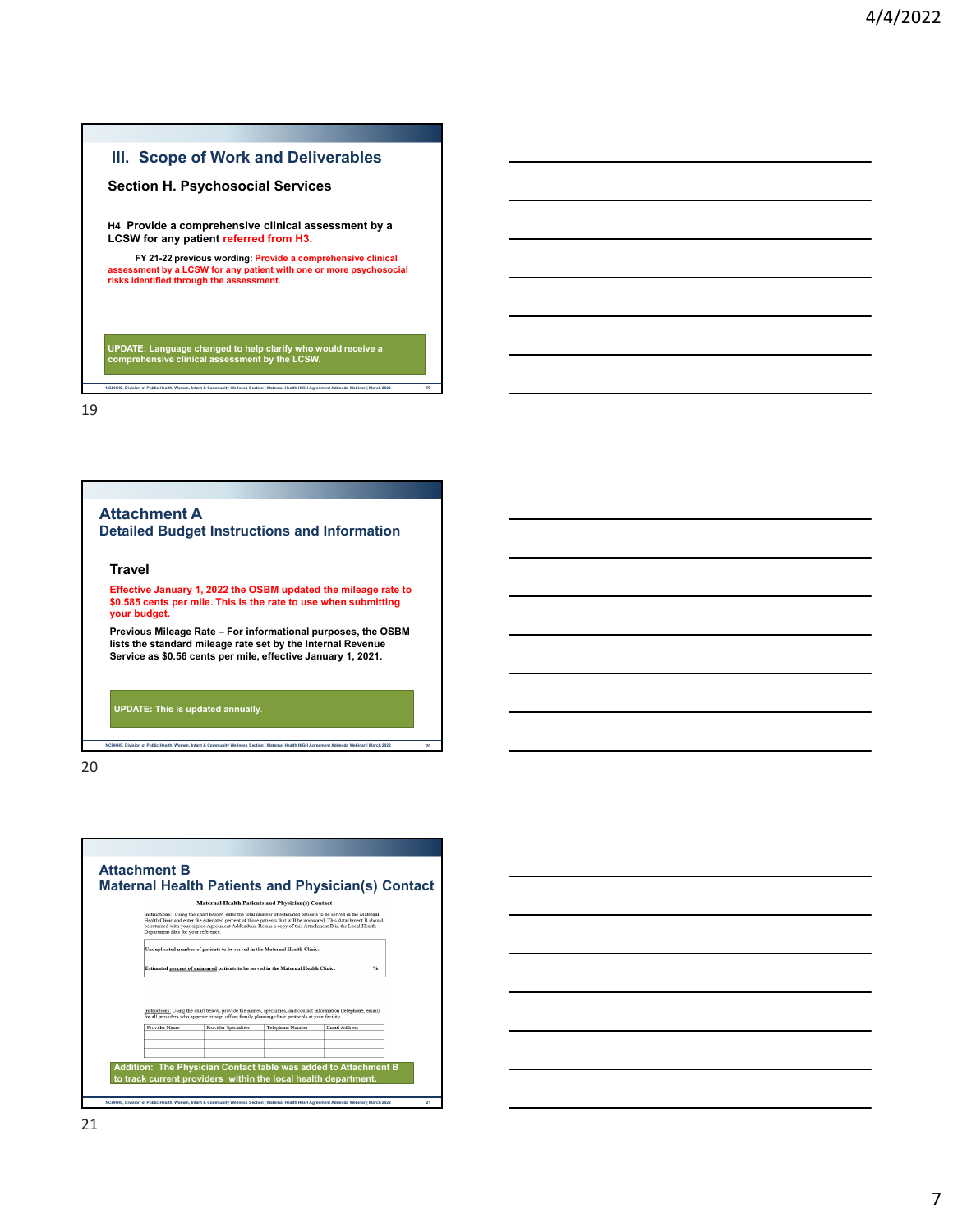## III. Scope of Work and Deliverables

### Section H. Psychosocial Services

**H4 Provide a comprehensive clinical assessment by a LCSW for any patient referred from H3.**

**FY 21-22 previous wording: Provide a comprehensive clinical assessment by a LCSW for any patient with one or more psychosocial risks identified through the assessment.**

**UPDATE: Language changed to help clarify who would receive a comprehensive clinical assessment by the LCSW.**

19

## Attachment A

### Detailed Budget Instructions and Information

**Travel**

**Effective January 1, 2022 the OSBM updated the mileage rate to $0.585 cents per mile. This is the rate to use when submitting your budget.**

**Previous Mileage Rate – For informational purposes, the OSBM lists the standard mileage rate set by the Internal Revenue Service as $0.56 cents per mile, effective January 1, 2021.**

**UPDATE: This is updated annually.**

20

## Attachment B

### Maternal Health Patients and Physician(s) Contact

**Maternal Health Patients and Physician(s) Contact**

Instructions: Using the chart below, enter the total number of estimated patients to be served in the Maternal Health Clinic and enter the estimated percent of those patients that will be uninsured. This Attachment B should be returned with your signed Agreement Addendum. Retain a copy of this Attachment B in the Local Health Department files for your reference.

| | |
|---|---|
| Unduplicated number of patients to be served in the Maternal Health Clinic: | |
| Estimated percent of uninsured patients to be served in the Maternal Health Clinic: | % |

Instructions: Using the chart below, provide the names, specialties, and contact information (telephone, email) for all providers who approve or sign off on family planning clinic protocols at your facility.

| Provider Name | Provider Specialties | Telephone Number | Email Address |
|---|---|---|---|
| | | | |
| | | | |
| | | | |

**Addition: The Physician Contact table was added to Attachment B to track current providers within the local health department.**

21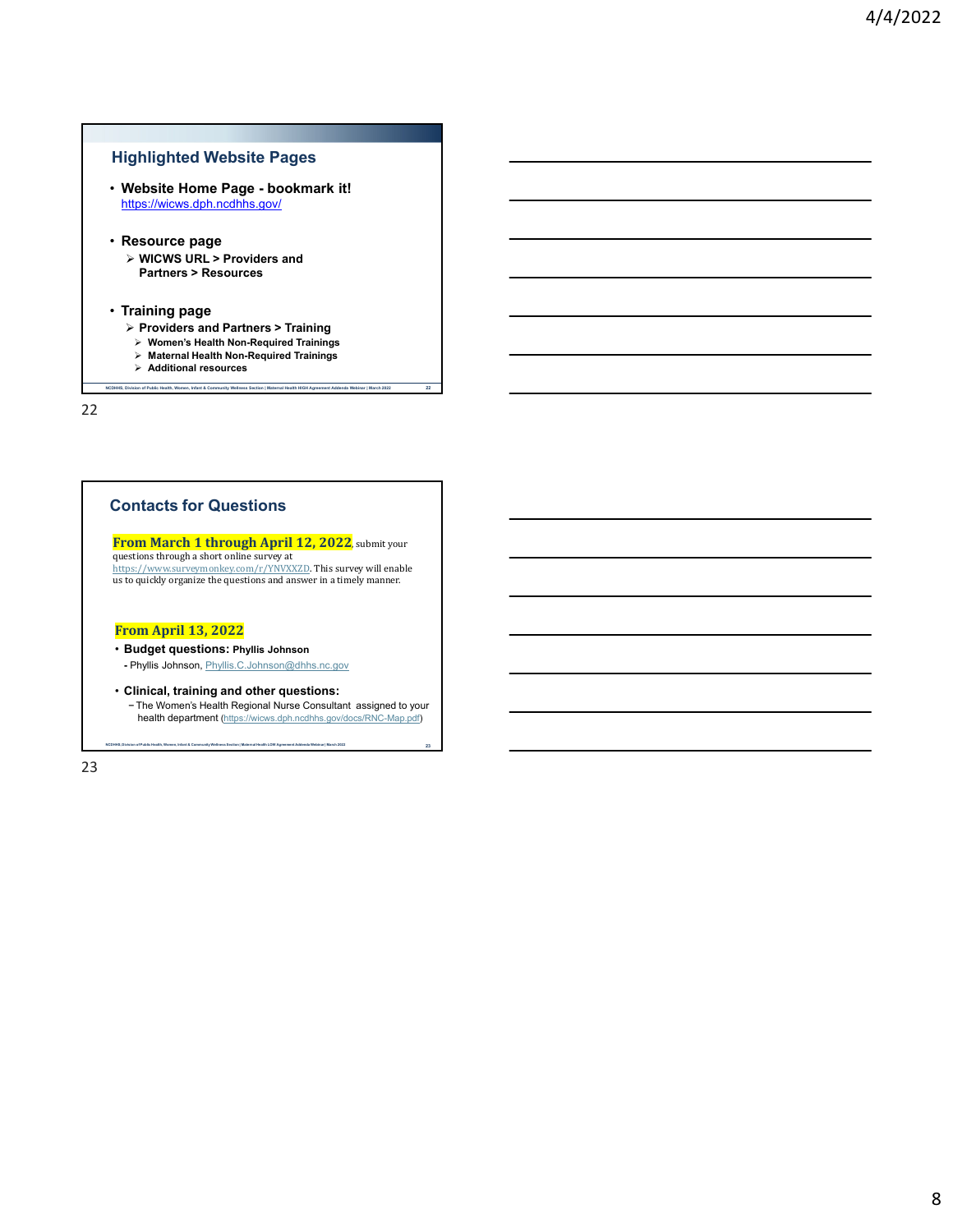## Highlighted Website Pages

- **Website Home Page - bookmark it!**
  https://wicws.dph.ncdhhs.gov/

- **Resource page**
  - **WICWS URL > Providers and Partners > Resources**

- **Training page**
  - **Providers and Partners > Training**
    - **Women's Health Non-Required Trainings**
    - **Maternal Health Non-Required Trainings**
    - **Additional resources**

NCDHHS, Division of Public Health, Women, Infant & Community Wellness Section | Maternal Health HIGH Agreement Addenda Webinar | March 2022

## Contacts for Questions

**From March 1 through April 12, 2022**, submit your questions through a short online survey at https://www.surveymonkey.com/r/YNVXXZD. This survey will enable us to quickly organize the questions and answer in a timely manner.

**From April 13, 2022**

- **Budget questions: Phyllis Johnson**
  - Phyllis Johnson, Phyllis.C.Johnson@dhhs.nc.gov

- **Clinical, training and other questions:**
  - The Women's Health Regional Nurse Consultant assigned to your health department (https://wicws.dph.ncdhhs.gov/docs/RNC-Map.pdf)

NCDHHS, Division of Public Health, Women, Infant & Community Wellness Section | Maternal Health LOW Agreement Addenda Webinar | March 2022